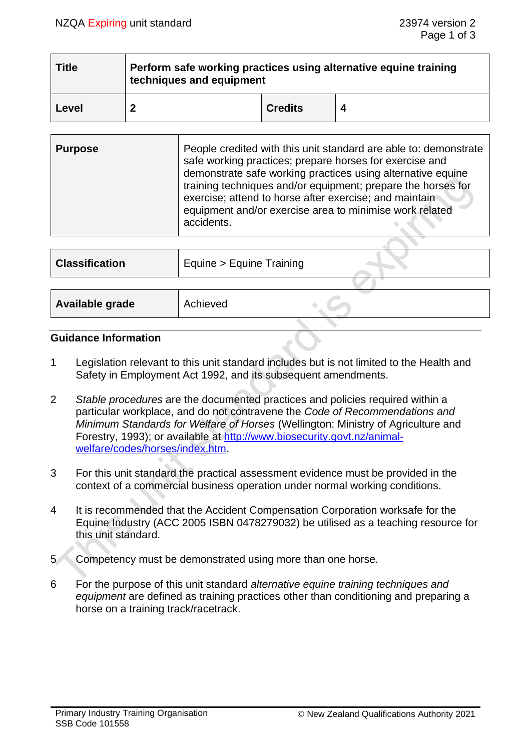| Title | Perform safe working practices using alternative equine training techniques and equipment | | |
|---|---|---|---|
| Level | 2 | Credits | 4 |

| Purpose | People credited with this unit standard are able to: demonstrate safe working practices; prepare horses for exercise and demonstrate safe working practices using alternative equine training techniques and/or equipment; prepare the horses for exercise; attend to horse after exercise; and maintain equipment and/or exercise area to minimise work related accidents. |
|---|---|

| Classification | Equine > Equine Training |
|---|---|

| Available grade | Achieved |
|---|---|

## Guidance Information

1. Legislation relevant to this unit standard includes but is not limited to the Health and Safety in Employment Act 1992, and its subsequent amendments.

2. *Stable procedures* are the documented practices and policies required within a particular workplace, and do not contravene the *Code of Recommendations and Minimum Standards for Welfare of Horses* (Wellington: Ministry of Agriculture and Forestry, 1993); or available at http://www.biosecurity.govt.nz/animal-welfare/codes/horses/index.htm.

3. For this unit standard the practical assessment evidence must be provided in the context of a commercial business operation under normal working conditions.

4. It is recommended that the Accident Compensation Corporation worksafe for the Equine Industry (ACC 2005 ISBN 0478279032) be utilised as a teaching resource for this unit standard.

5. Competency must be demonstrated using more than one horse.

6. For the purpose of this unit standard *alternative equine training techniques and equipment* are defined as training practices other than conditioning and preparing a horse on a training track/racetrack.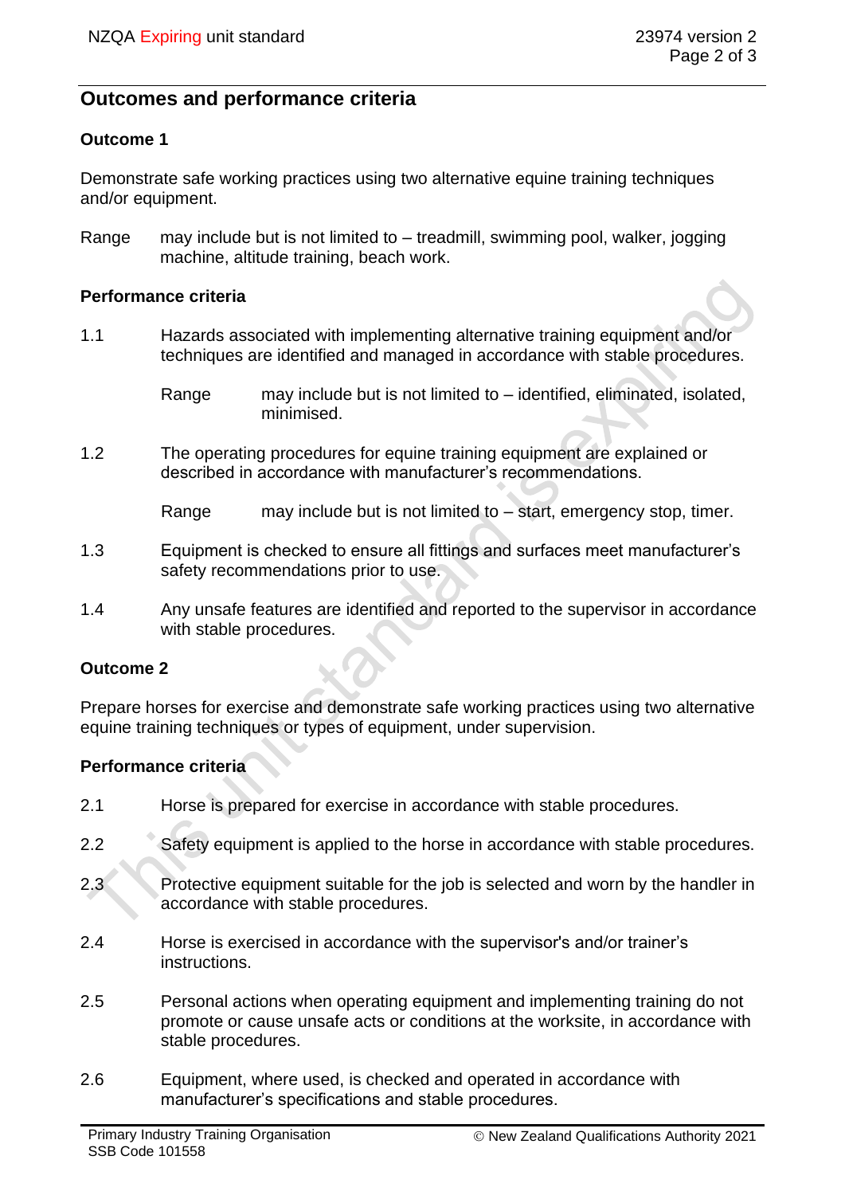## Outcomes and performance criteria

### Outcome 1

Demonstrate safe working practices using two alternative equine training techniques and/or equipment.

Range may include but is not limited to – treadmill, swimming pool, walker, jogging machine, altitude training, beach work.

#### Performance criteria

1.1 Hazards associated with implementing alternative training equipment and/or techniques are identified and managed in accordance with stable procedures.

Range may include but is not limited to – identified, eliminated, isolated, minimised.

1.2 The operating procedures for equine training equipment are explained or described in accordance with manufacturer's recommendations.

Range may include but is not limited to – start, emergency stop, timer.

1.3 Equipment is checked to ensure all fittings and surfaces meet manufacturer's safety recommendations prior to use.

1.4 Any unsafe features are identified and reported to the supervisor in accordance with stable procedures.

### Outcome 2

Prepare horses for exercise and demonstrate safe working practices using two alternative equine training techniques or types of equipment, under supervision.

#### Performance criteria

2.1 Horse is prepared for exercise in accordance with stable procedures.

2.2 Safety equipment is applied to the horse in accordance with stable procedures.

2.3 Protective equipment suitable for the job is selected and worn by the handler in accordance with stable procedures.

2.4 Horse is exercised in accordance with the supervisor's and/or trainer's instructions.

2.5 Personal actions when operating equipment and implementing training do not promote or cause unsafe acts or conditions at the worksite, in accordance with stable procedures.

2.6 Equipment, where used, is checked and operated in accordance with manufacturer's specifications and stable procedures.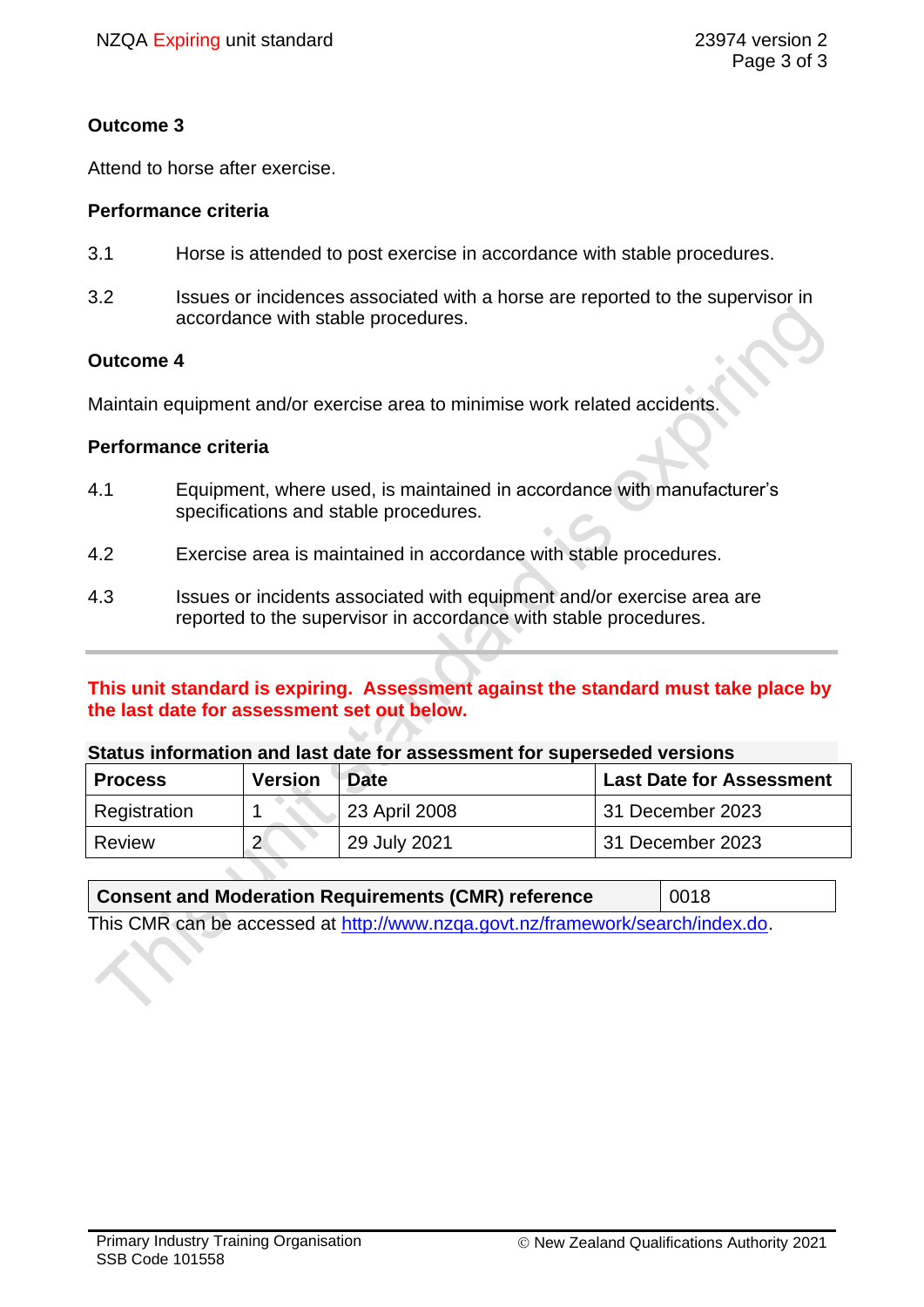## Outcome 3

Attend to horse after exercise.

### Performance criteria

3.1 Horse is attended to post exercise in accordance with stable procedures.

3.2 Issues or incidences associated with a horse are reported to the supervisor in accordance with stable procedures.

## Outcome 4

Maintain equipment and/or exercise area to minimise work related accidents.

### Performance criteria

4.1 Equipment, where used, is maintained in accordance with manufacturer's specifications and stable procedures.

4.2 Exercise area is maintained in accordance with stable procedures.

4.3 Issues or incidents associated with equipment and/or exercise area are reported to the supervisor in accordance with stable procedures.

---

**This unit standard is expiring. Assessment against the standard must take place by the last date for assessment set out below.**

**Status information and last date for assessment for superseded versions**

| Process | Version | Date | Last Date for Assessment |
|---|---|---|---|
| Registration | 1 | 23 April 2008 | 31 December 2023 |
| Review | 2 | 29 July 2021 | 31 December 2023 |

| Consent and Moderation Requirements (CMR) reference | 0018 |
|---|---|

This CMR can be accessed at http://www.nzqa.govt.nz/framework/search/index.do.